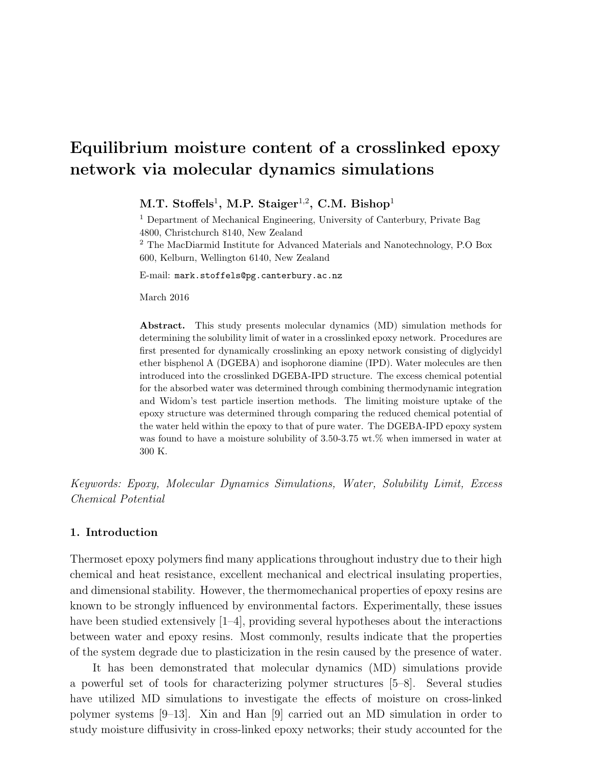# Equilibrium moisture content of a crosslinked epoxy network via molecular dynamics simulations

**M.T. Stoffels[1], M.P. Staiger[1,2], C.M. Bishop[1]**

[1] Department of Mechanical Engineering, University of Canterbury, Private Bag 4800, Christchurch 8140, New Zealand

[2] The MacDiarmid Institute for Advanced Materials and Nanotechnology, P.O Box 600, Kelburn, Wellington 6140, New Zealand

E-mail: mark.stoffels@pg.canterbury.ac.nz

March 2016

**Abstract.** This study presents molecular dynamics (MD) simulation methods for determining the solubility limit of water in a crosslinked epoxy network. Procedures are first presented for dynamically crosslinking an epoxy network consisting of diglycidyl ether bisphenol A (DGEBA) and isophorone diamine (IPD). Water molecules are then introduced into the crosslinked DGEBA-IPD structure. The excess chemical potential for the absorbed water was determined through combining thermodynamic integration and Widom's test particle insertion methods. The limiting moisture uptake of the epoxy structure was determined through comparing the reduced chemical potential of the water held within the epoxy to that of pure water. The DGEBA-IPD epoxy system was found to have a moisture solubility of 3.50-3.75 wt.% when immersed in water at 300 K.

*Keywords: Epoxy, Molecular Dynamics Simulations, Water, Solubility Limit, Excess Chemical Potential*

## 1. Introduction

Thermoset epoxy polymers find many applications throughout industry due to their high chemical and heat resistance, excellent mechanical and electrical insulating properties, and dimensional stability. However, the thermomechanical properties of epoxy resins are known to be strongly influenced by environmental factors. Experimentally, these issues have been studied extensively [1–4], providing several hypotheses about the interactions between water and epoxy resins. Most commonly, results indicate that the properties of the system degrade due to plasticization in the resin caused by the presence of water.

It has been demonstrated that molecular dynamics (MD) simulations provide a powerful set of tools for characterizing polymer structures [5–8]. Several studies have utilized MD simulations to investigate the effects of moisture on cross-linked polymer systems [9–13]. Xin and Han [9] carried out an MD simulation in order to study moisture diffusivity in cross-linked epoxy networks; their study accounted for the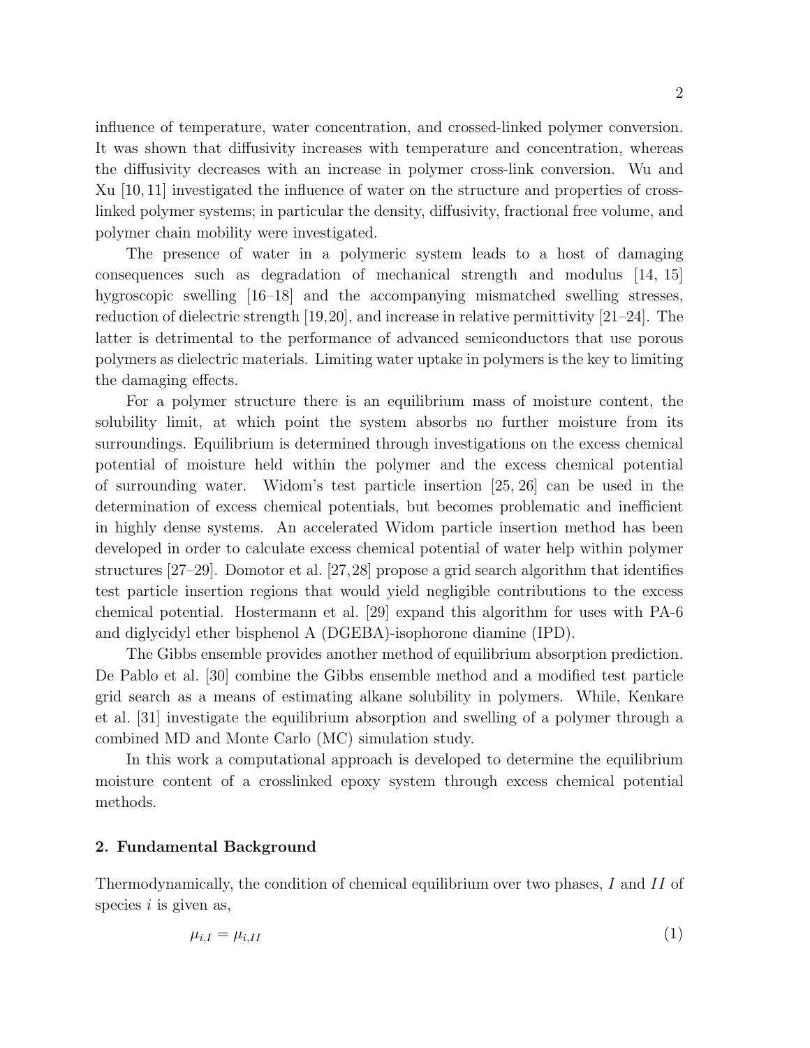influence of temperature, water concentration, and crossed-linked polymer conversion. It was shown that diffusivity increases with temperature and concentration, whereas the diffusivity decreases with an increase in polymer cross-link conversion. Wu and Xu [10, 11] investigated the influence of water on the structure and properties of cross-linked polymer systems; in particular the density, diffusivity, fractional free volume, and polymer chain mobility were investigated.

The presence of water in a polymeric system leads to a host of damaging consequences such as degradation of mechanical strength and modulus [14, 15] hygroscopic swelling [16–18] and the accompanying mismatched swelling stresses, reduction of dielectric strength [19,20], and increase in relative permittivity [21–24]. The latter is detrimental to the performance of advanced semiconductors that use porous polymers as dielectric materials. Limiting water uptake in polymers is the key to limiting the damaging effects.

For a polymer structure there is an equilibrium mass of moisture content, the solubility limit, at which point the system absorbs no further moisture from its surroundings. Equilibrium is determined through investigations on the excess chemical potential of moisture held within the polymer and the excess chemical potential of surrounding water. Widom's test particle insertion [25, 26] can be used in the determination of excess chemical potentials, but becomes problematic and inefficient in highly dense systems. An accelerated Widom particle insertion method has been developed in order to calculate excess chemical potential of water help within polymer structures [27–29]. Domotor et al. [27,28] propose a grid search algorithm that identifies test particle insertion regions that would yield negligible contributions to the excess chemical potential. Hostermann et al. [29] expand this algorithm for uses with PA-6 and diglycidyl ether bisphenol A (DGEBA)-isophorone diamine (IPD).

The Gibbs ensemble provides another method of equilibrium absorption prediction. De Pablo et al. [30] combine the Gibbs ensemble method and a modified test particle grid search as a means of estimating alkane solubility in polymers. While, Kenkare et al. [31] investigate the equilibrium absorption and swelling of a polymer through a combined MD and Monte Carlo (MC) simulation study.

In this work a computational approach is developed to determine the equilibrium moisture content of a crosslinked epoxy system through excess chemical potential methods.

## 2. Fundamental Background

Thermodynamically, the condition of chemical equilibrium over two phases, $I$ and $II$ of species $i$ is given as,

$$\mu_{i,I} = \mu_{i,II} \tag{1}$$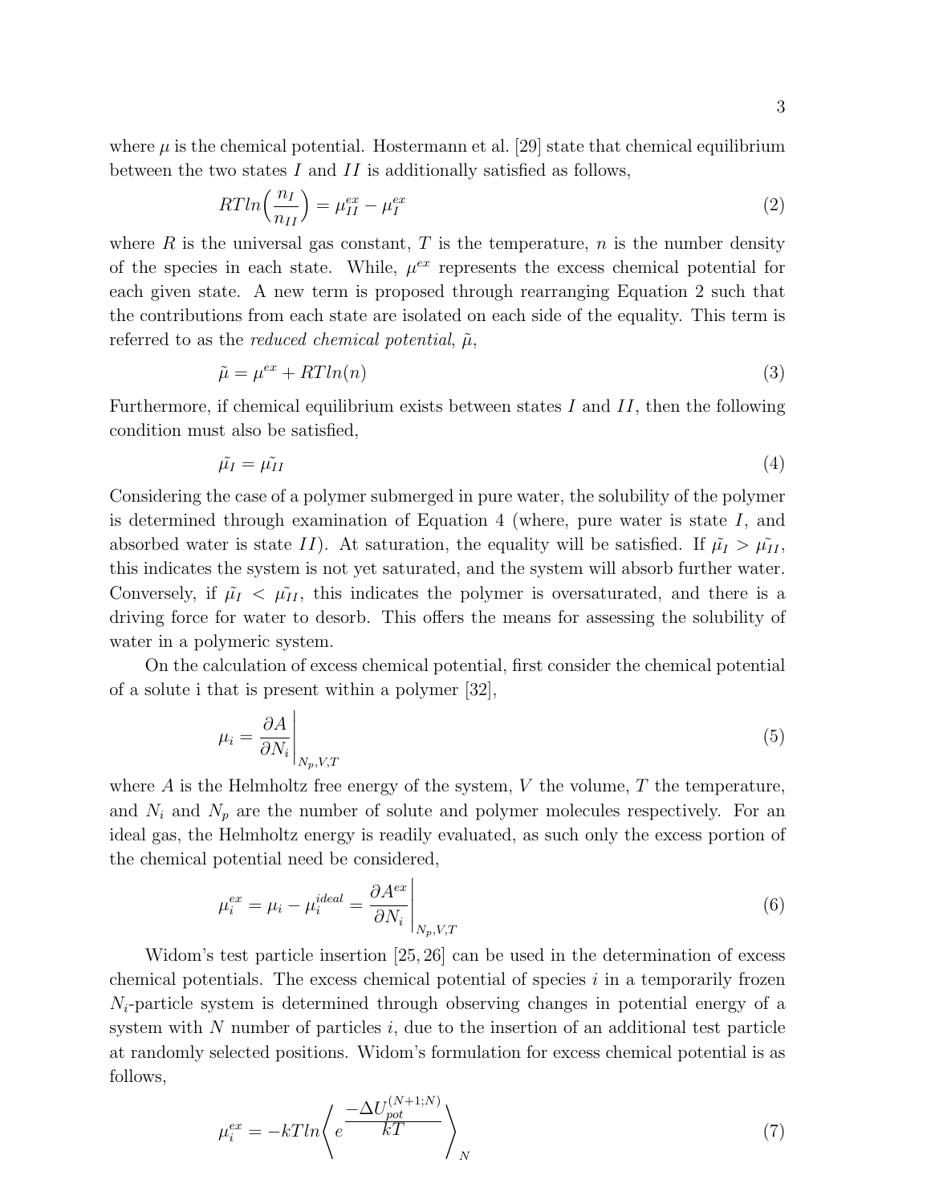where $\mu$ is the chemical potential. Hostermann et al. [29] state that chemical equilibrium between the two states $I$ and $II$ is additionally satisfied as follows,

$$RTln\Big(\frac{n_I}{n_{II}}\Big) = \mu_{II}^{ex} - \mu_I^{ex} \tag{2}$$

where $R$ is the universal gas constant, $T$ is the temperature, $n$ is the number density of the species in each state. While, $\mu^{ex}$ represents the excess chemical potential for each given state. A new term is proposed through rearranging Equation 2 such that the contributions from each state are isolated on each side of the equality. This term is referred to as the *reduced chemical potential*, $\tilde{\mu}$,

$$\tilde{\mu} = \mu^{ex} + RTln(n) \tag{3}$$

Furthermore, if chemical equilibrium exists between states $I$ and $II$, then the following condition must also be satisfied,

$$\tilde{\mu_I} = \tilde{\mu_{II}} \tag{4}$$

Considering the case of a polymer submerged in pure water, the solubility of the polymer is determined through examination of Equation 4 (where, pure water is state $I$, and absorbed water is state $II$). At saturation, the equality will be satisfied. If $\tilde{\mu_I} > \tilde{\mu_{II}}$, this indicates the system is not yet saturated, and the system will absorb further water. Conversely, if $\tilde{\mu_I} < \tilde{\mu_{II}}$, this indicates the polymer is oversaturated, and there is a driving force for water to desorb. This offers the means for assessing the solubility of water in a polymeric system.

On the calculation of excess chemical potential, first consider the chemical potential of a solute i that is present within a polymer [32],

$$\mu_i = \frac{\partial A}{\partial N_i}\bigg|_{N_p,V,T} \tag{5}$$

where $A$ is the Helmholtz free energy of the system, $V$ the volume, $T$ the temperature, and $N_i$ and $N_p$ are the number of solute and polymer molecules respectively. For an ideal gas, the Helmholtz energy is readily evaluated, as such only the excess portion of the chemical potential need be considered,

$$\mu_i^{ex} = \mu_i - \mu_i^{ideal} = \frac{\partial A^{ex}}{\partial N_i}\bigg|_{N_p,V,T} \tag{6}$$

Widom's test particle insertion [25, 26] can be used in the determination of excess chemical potentials. The excess chemical potential of species $i$ in a temporarily frozen $N_i$-particle system is determined through observing changes in potential energy of a system with $N$ number of particles $i$, due to the insertion of an additional test particle at randomly selected positions. Widom's formulation for excess chemical potential is as follows,

$$\mu_i^{ex} = -kTln\left\langle e^{\dfrac{-\Delta U_{pot}^{(N+1;N)}}{kT}}\right\rangle_N \tag{7}$$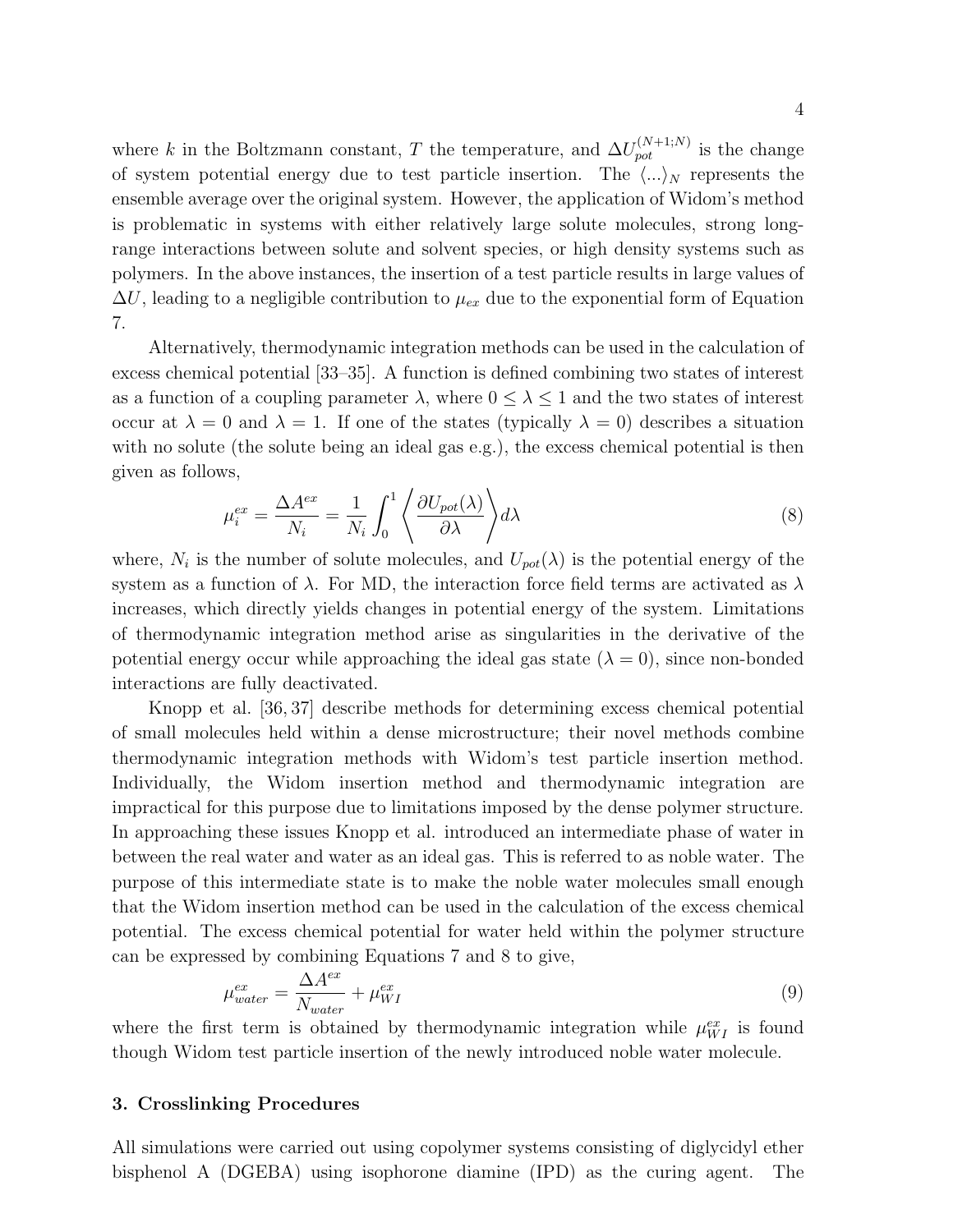where $k$ in the Boltzmann constant, $T$ the temperature, and $\Delta U_{pot}^{(N+1;N)}$ is the change of system potential energy due to test particle insertion. The $\langle ... \rangle_N$ represents the ensemble average over the original system. However, the application of Widom's method is problematic in systems with either relatively large solute molecules, strong long-range interactions between solute and solvent species, or high density systems such as polymers. In the above instances, the insertion of a test particle results in large values of $\Delta U$, leading to a negligible contribution to $\mu_{ex}$ due to the exponential form of Equation 7.

Alternatively, thermodynamic integration methods can be used in the calculation of excess chemical potential [33–35]. A function is defined combining two states of interest as a function of a coupling parameter $\lambda$, where $0 \leq \lambda \leq 1$ and the two states of interest occur at $\lambda = 0$ and $\lambda = 1$. If one of the states (typically $\lambda = 0$) describes a situation with no solute (the solute being an ideal gas e.g.), the excess chemical potential is then given as follows,

$$\mu_i^{ex} = \frac{\Delta A^{ex}}{N_i} = \frac{1}{N_i} \int_0^1 \left\langle \frac{\partial U_{pot}(\lambda)}{\partial \lambda} \right\rangle d\lambda \tag{8}$$

where, $N_i$ is the number of solute molecules, and $U_{pot}(\lambda)$ is the potential energy of the system as a function of $\lambda$. For MD, the interaction force field terms are activated as $\lambda$ increases, which directly yields changes in potential energy of the system. Limitations of thermodynamic integration method arise as singularities in the derivative of the potential energy occur while approaching the ideal gas state ($\lambda = 0$), since non-bonded interactions are fully deactivated.

Knopp et al. [36, 37] describe methods for determining excess chemical potential of small molecules held within a dense microstructure; their novel methods combine thermodynamic integration methods with Widom's test particle insertion method. Individually, the Widom insertion method and thermodynamic integration are impractical for this purpose due to limitations imposed by the dense polymer structure. In approaching these issues Knopp et al. introduced an intermediate phase of water in between the real water and water as an ideal gas. This is referred to as noble water. The purpose of this intermediate state is to make the noble water molecules small enough that the Widom insertion method can be used in the calculation of the excess chemical potential. The excess chemical potential for water held within the polymer structure can be expressed by combining Equations 7 and 8 to give,

$$\mu_{water}^{ex} = \frac{\Delta A^{ex}}{N_{water}} + \mu_{WI}^{ex} \tag{9}$$

where the first term is obtained by thermodynamic integration while $\mu_{WI}^{ex}$ is found though Widom test particle insertion of the newly introduced noble water molecule.

## 3. Crosslinking Procedures

All simulations were carried out using copolymer systems consisting of diglycidyl ether bisphenol A (DGEBA) using isophorone diamine (IPD) as the curing agent. The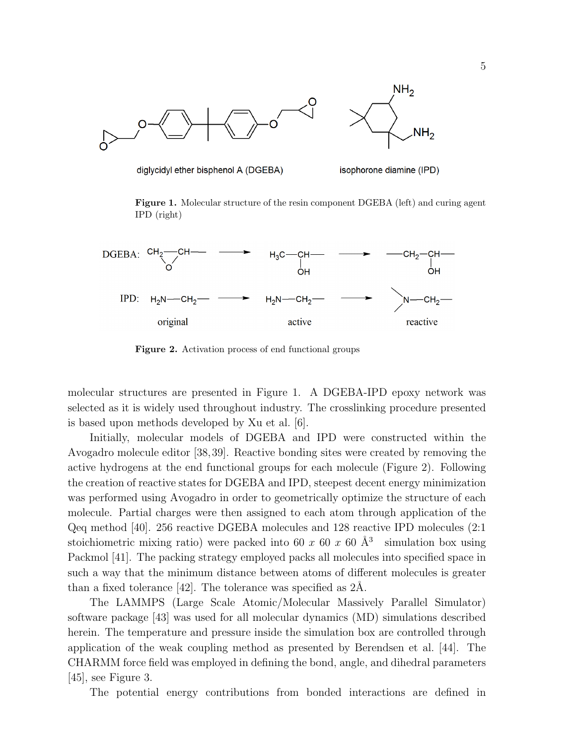Figure 1. Molecular structure of the resin component DGEBA (left) and curing agent IPD (right)

Figure 2. Activation process of end functional groups

molecular structures are presented in Figure 1. A DGEBA-IPD epoxy network was selected as it is widely used throughout industry. The crosslinking procedure presented is based upon methods developed by Xu et al. [6].

Initially, molecular models of DGEBA and IPD were constructed within the Avogadro molecule editor [38,39]. Reactive bonding sites were created by removing the active hydrogens at the end functional groups for each molecule (Figure 2). Following the creation of reactive states for DGEBA and IPD, steepest decent energy minimization was performed using Avogadro in order to geometrically optimize the structure of each molecule. Partial charges were then assigned to each atom through application of the Qeq method [40]. 256 reactive DGEBA molecules and 128 reactive IPD molecules (2:1 stoichiometric mixing ratio) were packed into 60 $x$ 60 $x$ 60 Å$^3$ simulation box using Packmol [41]. The packing strategy employed packs all molecules into specified space in such a way that the minimum distance between atoms of different molecules is greater than a fixed tolerance [42]. The tolerance was specified as 2Å.

The LAMMPS (Large Scale Atomic/Molecular Massively Parallel Simulator) software package [43] was used for all molecular dynamics (MD) simulations described herein. The temperature and pressure inside the simulation box are controlled through application of the weak coupling method as presented by Berendsen et al. [44]. The CHARMM force field was employed in defining the bond, angle, and dihedral parameters [45], see Figure 3.

The potential energy contributions from bonded interactions are defined in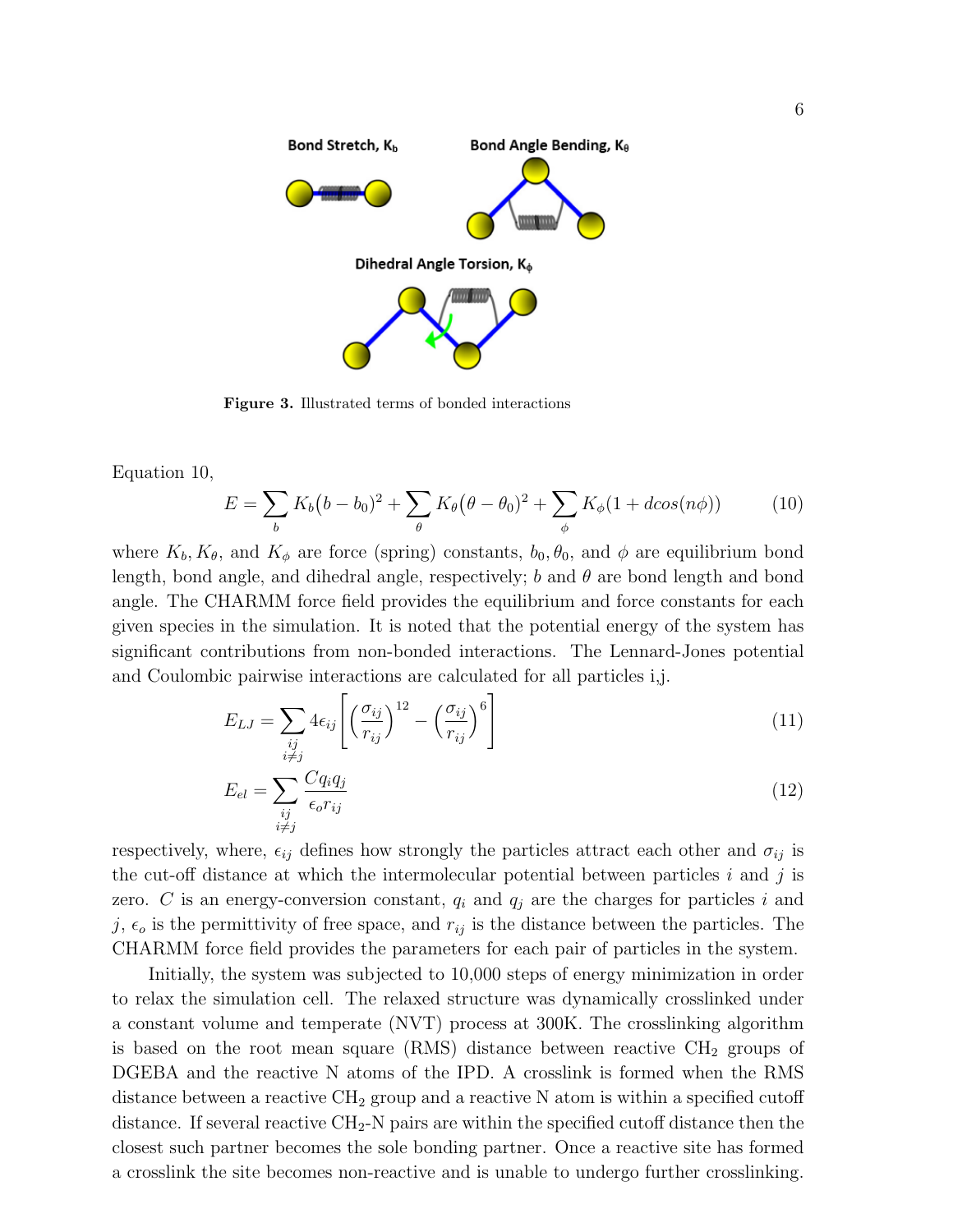Figure 3. Illustrated terms of bonded interactions

Equation 10,

$$E = \sum_b K_b\big(b - b_0\big)^2 + \sum_\theta K_\theta\big(\theta - \theta_0\big)^2 + \sum_\phi K_\phi(1 + dcos(n\phi)) \tag{10}$$

where $K_b, K_\theta$, and $K_\phi$ are force (spring) constants, $b_0, \theta_0$, and $\phi$ are equilibrium bond length, bond angle, and dihedral angle, respectively; $b$ and $\theta$ are bond length and bond angle. The CHARMM force field provides the equilibrium and force constants for each given species in the simulation. It is noted that the potential energy of the system has significant contributions from non-bonded interactions. The Lennard-Jones potential and Coulombic pairwise interactions are calculated for all particles i,j.

$$E_{LJ} = \sum_{\substack{ij \\ i \neq j}} 4\epsilon_{ij}\left[\left(\frac{\sigma_{ij}}{r_{ij}}\right)^{12} - \left(\frac{\sigma_{ij}}{r_{ij}}\right)^{6}\right] \tag{11}$$

$$E_{el} = \sum_{\substack{ij \\ i \neq j}} \frac{Cq_iq_j}{\epsilon_o r_{ij}} \tag{12}$$

respectively, where, $\epsilon_{ij}$ defines how strongly the particles attract each other and $\sigma_{ij}$ is the cut-off distance at which the intermolecular potential between particles $i$ and $j$ is zero. $C$ is an energy-conversion constant, $q_i$ and $q_j$ are the charges for particles $i$ and $j$, $\epsilon_o$ is the permittivity of free space, and $r_{ij}$ is the distance between the particles. The CHARMM force field provides the parameters for each pair of particles in the system.

Initially, the system was subjected to 10,000 steps of energy minimization in order to relax the simulation cell. The relaxed structure was dynamically crosslinked under a constant volume and temperate (NVT) process at 300K. The crosslinking algorithm is based on the root mean square (RMS) distance between reactive $CH_2$ groups of DGEBA and the reactive N atoms of the IPD. A crosslink is formed when the RMS distance between a reactive $CH_2$ group and a reactive N atom is within a specified cutoff distance. If several reactive $CH_2$-N pairs are within the specified cutoff distance then the closest such partner becomes the sole bonding partner. Once a reactive site has formed a crosslink the site becomes non-reactive and is unable to undergo further crosslinking.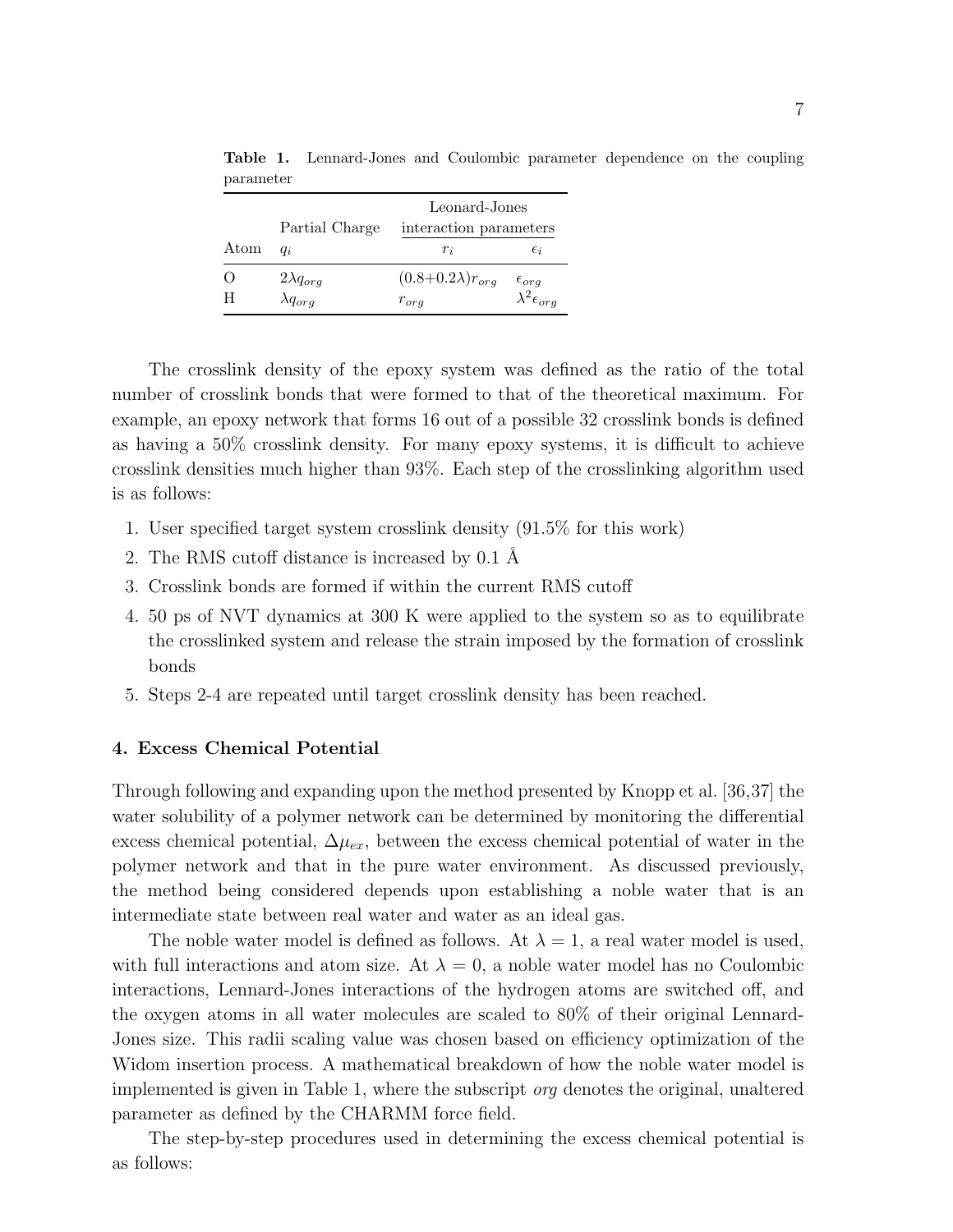**Table 1.** Lennard-Jones and Coulombic parameter dependence on the coupling parameter

| Atom | Partial Charge $q_i$ | Leonard-Jones interaction parameters $r_i$ | $\epsilon_i$ |
|---|---|---|---|
| O | $2\lambda q_{org}$ | $(0.8{+}0.2\lambda) r_{org}$ | $\epsilon_{org}$ |
| H | $\lambda q_{org}$ | $r_{org}$ | $\lambda^2 \epsilon_{org}$ |

The crosslink density of the epoxy system was defined as the ratio of the total number of crosslink bonds that were formed to that of the theoretical maximum. For example, an epoxy network that forms 16 out of a possible 32 crosslink bonds is defined as having a 50% crosslink density. For many epoxy systems, it is difficult to achieve crosslink densities much higher than 93%. Each step of the crosslinking algorithm used is as follows:

1. User specified target system crosslink density (91.5% for this work)
2. The RMS cutoff distance is increased by 0.1 Å
3. Crosslink bonds are formed if within the current RMS cutoff
4. 50 ps of NVT dynamics at 300 K were applied to the system so as to equilibrate the crosslinked system and release the strain imposed by the formation of crosslink bonds
5. Steps 2-4 are repeated until target crosslink density has been reached.

## 4. Excess Chemical Potential

Through following and expanding upon the method presented by Knopp et al. [36,37] the water solubility of a polymer network can be determined by monitoring the differential excess chemical potential, $\Delta\mu_{ex}$, between the excess chemical potential of water in the polymer network and that in the pure water environment. As discussed previously, the method being considered depends upon establishing a noble water that is an intermediate state between real water and water as an ideal gas.

The noble water model is defined as follows. At $\lambda = 1$, a real water model is used, with full interactions and atom size. At $\lambda = 0$, a noble water model has no Coulombic interactions, Lennard-Jones interactions of the hydrogen atoms are switched off, and the oxygen atoms in all water molecules are scaled to 80% of their original Lennard-Jones size. This radii scaling value was chosen based on efficiency optimization of the Widom insertion process. A mathematical breakdown of how the noble water model is implemented is given in Table 1, where the subscript *org* denotes the original, unaltered parameter as defined by the CHARMM force field.

The step-by-step procedures used in determining the excess chemical potential is as follows: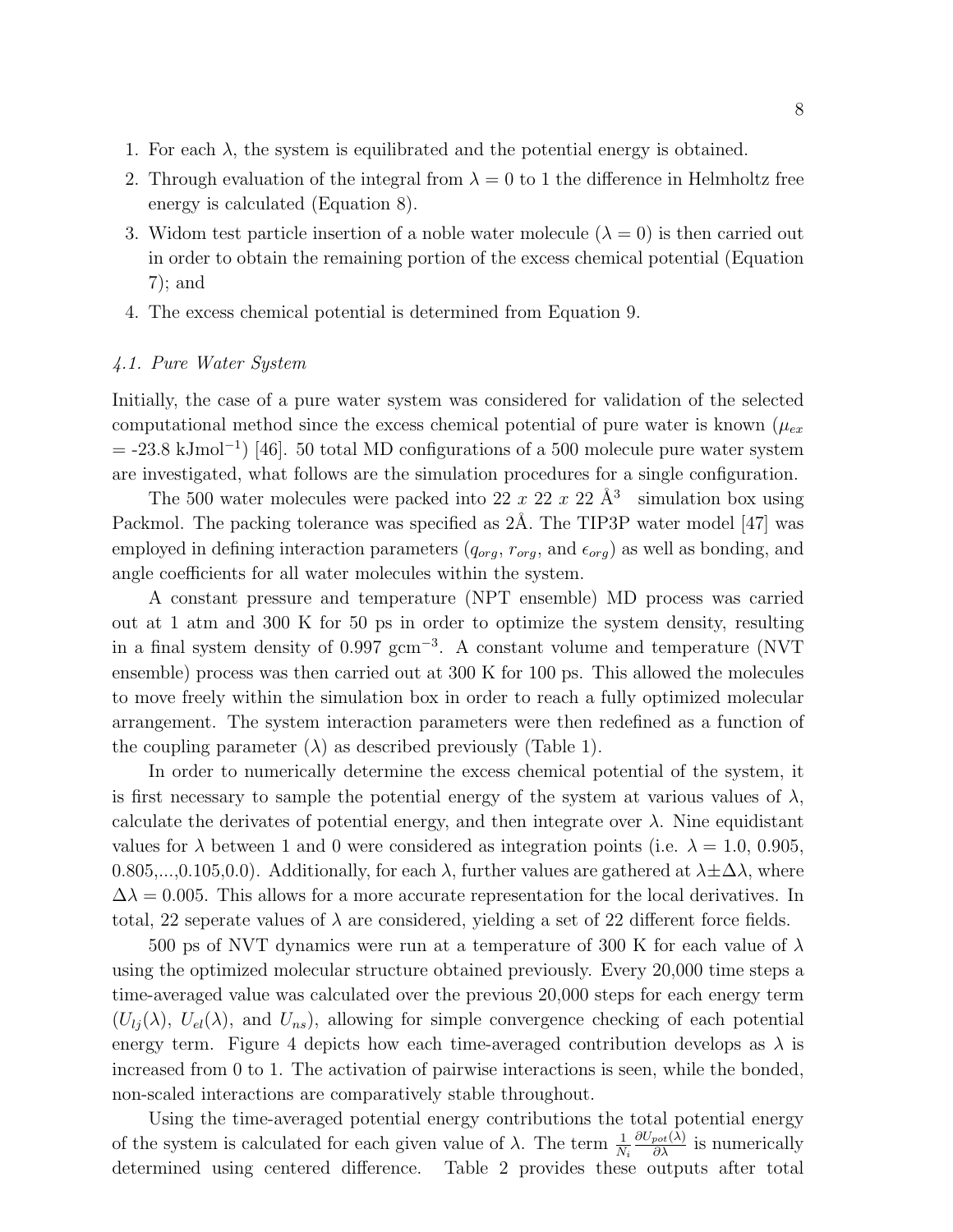1. For each $\lambda$, the system is equilibrated and the potential energy is obtained.
2. Through evaluation of the integral from $\lambda = 0$ to 1 the difference in Helmholtz free energy is calculated (Equation 8).
3. Widom test particle insertion of a noble water molecule ($\lambda = 0$) is then carried out in order to obtain the remaining portion of the excess chemical potential (Equation 7); and
4. The excess chemical potential is determined from Equation 9.

### *4.1. Pure Water System*

Initially, the case of a pure water system was considered for validation of the selected computational method since the excess chemical potential of pure water is known ($\mu_{ex}$ = -23.8 kJmol$^{-1}$) [46]. 50 total MD configurations of a 500 molecule pure water system are investigated, what follows are the simulation procedures for a single configuration.

The 500 water molecules were packed into 22 *x* 22 *x* 22 Å$^3$ simulation box using Packmol. The packing tolerance was specified as 2Å. The TIP3P water model [47] was employed in defining interaction parameters ($q_{org}$, $r_{org}$, and $\epsilon_{org}$) as well as bonding, and angle coefficients for all water molecules within the system.

A constant pressure and temperature (NPT ensemble) MD process was carried out at 1 atm and 300 K for 50 ps in order to optimize the system density, resulting in a final system density of 0.997 gcm$^{-3}$. A constant volume and temperature (NVT ensemble) process was then carried out at 300 K for 100 ps. This allowed the molecules to move freely within the simulation box in order to reach a fully optimized molecular arrangement. The system interaction parameters were then redefined as a function of the coupling parameter ($\lambda$) as described previously (Table 1).

In order to numerically determine the excess chemical potential of the system, it is first necessary to sample the potential energy of the system at various values of $\lambda$, calculate the derivates of potential energy, and then integrate over $\lambda$. Nine equidistant values for $\lambda$ between 1 and 0 were considered as integration points (i.e. $\lambda$ = 1.0, 0.905, 0.805,...,0.105,0.0). Additionally, for each $\lambda$, further values are gathered at $\lambda \pm \Delta\lambda$, where $\Delta\lambda = 0.005$. This allows for a more accurate representation for the local derivatives. In total, 22 seperate values of $\lambda$ are considered, yielding a set of 22 different force fields.

500 ps of NVT dynamics were run at a temperature of 300 K for each value of $\lambda$ using the optimized molecular structure obtained previously. Every 20,000 time steps a time-averaged value was calculated over the previous 20,000 steps for each energy term ($U_{lj}(\lambda)$, $U_{el}(\lambda)$, and $U_{ns}$), allowing for simple convergence checking of each potential energy term. Figure 4 depicts how each time-averaged contribution develops as $\lambda$ is increased from 0 to 1. The activation of pairwise interactions is seen, while the bonded, non-scaled interactions are comparatively stable throughout.

Using the time-averaged potential energy contributions the total potential energy of the system is calculated for each given value of $\lambda$. The term $\frac{1}{N_i}\frac{\partial U_{pot}(\lambda)}{\partial \lambda}$ is numerically determined using centered difference. Table 2 provides these outputs after total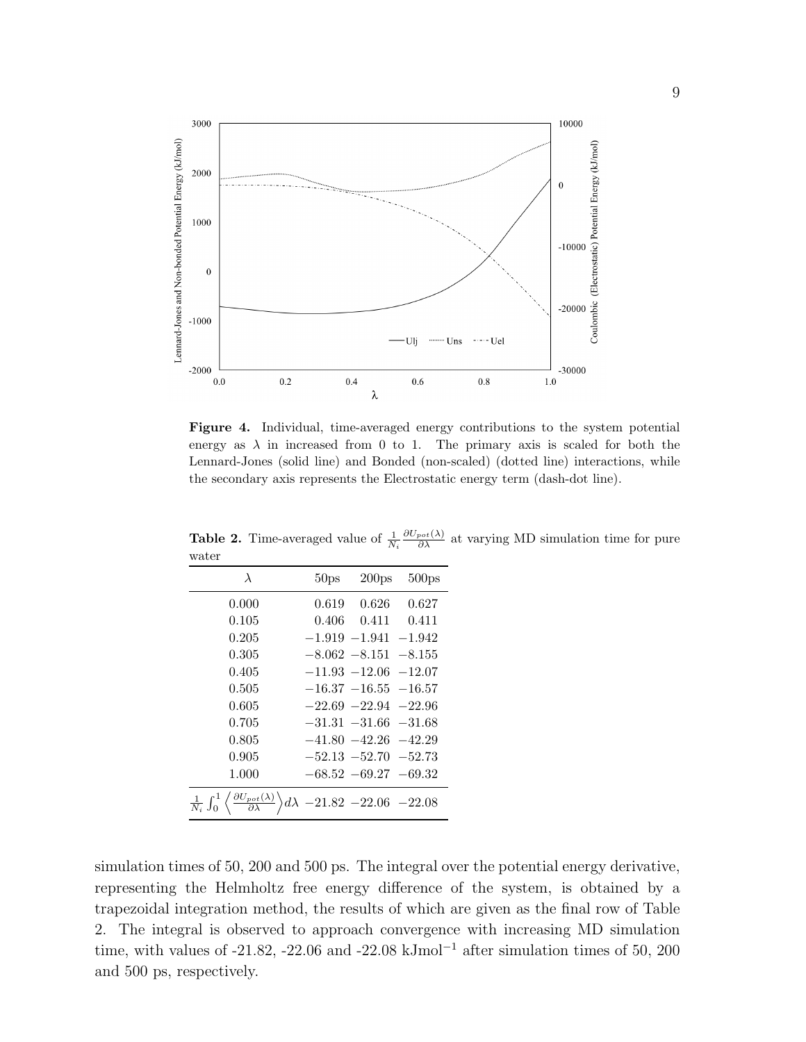**Figure 4.** Individual, time-averaged energy contributions to the system potential energy as $\lambda$ in increased from 0 to 1. The primary axis is scaled for both the Lennard-Jones (solid line) and Bonded (non-scaled) (dotted line) interactions, while the secondary axis represents the Electrostatic energy term (dash-dot line).

**Table 2.** Time-averaged value of $\frac{1}{N_i}\frac{\partial U_{pot}(\lambda)}{\partial \lambda}$ at varying MD simulation time for pure water

| $\lambda$ | 50ps | 200ps | 500ps |
|---|---|---|---|
| 0.000 | 0.619 | 0.626 | 0.627 |
| 0.105 | 0.406 | 0.411 | 0.411 |
| 0.205 | −1.919 | −1.941 | −1.942 |
| 0.305 | −8.062 | −8.151 | −8.155 |
| 0.405 | −11.93 | −12.06 | −12.07 |
| 0.505 | −16.37 | −16.55 | −16.57 |
| 0.605 | −22.69 | −22.94 | −22.96 |
| 0.705 | −31.31 | −31.66 | −31.68 |
| 0.805 | −41.80 | −42.26 | −42.29 |
| 0.905 | −52.13 | −52.70 | −52.73 |
| 1.000 | −68.52 | −69.27 | −69.32 |
| $\frac{1}{N_i}\int_0^1 \left\langle \frac{\partial U_{pot}(\lambda)}{\partial \lambda} \right\rangle d\lambda$ | −21.82 | −22.06 | −22.08 |

simulation times of 50, 200 and 500 ps. The integral over the potential energy derivative, representing the Helmholtz free energy difference of the system, is obtained by a trapezoidal integration method, the results of which are given as the final row of Table 2. The integral is observed to approach convergence with increasing MD simulation time, with values of -21.82, -22.06 and -22.08 kJmol$^{-1}$ after simulation times of 50, 200 and 500 ps, respectively.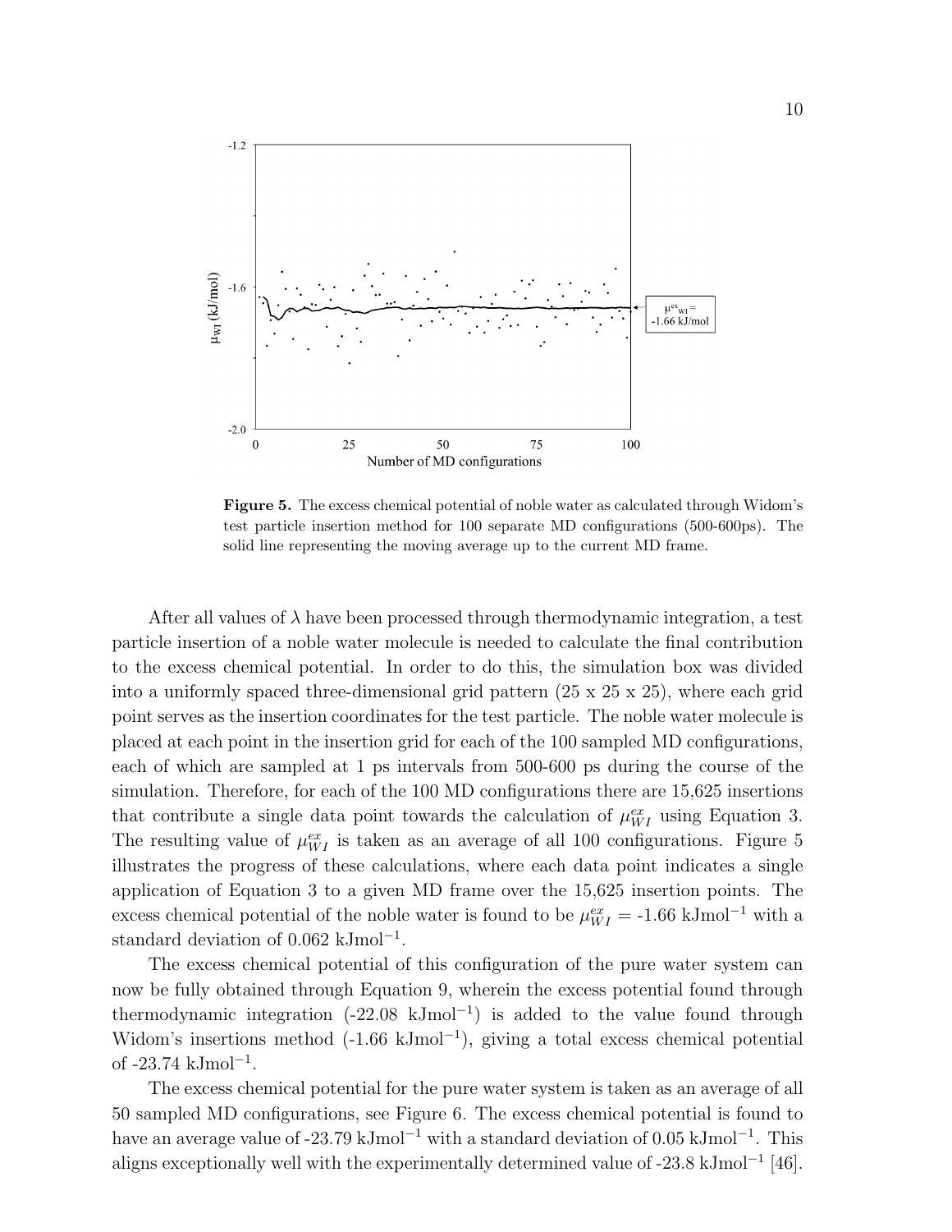**Figure 5.** The excess chemical potential of noble water as calculated through Widom's test particle insertion method for 100 separate MD configurations (500-600ps). The solid line representing the moving average up to the current MD frame.

After all values of $\lambda$ have been processed through thermodynamic integration, a test particle insertion of a noble water molecule is needed to calculate the final contribution to the excess chemical potential. In order to do this, the simulation box was divided into a uniformly spaced three-dimensional grid pattern (25 x 25 x 25), where each grid point serves as the insertion coordinates for the test particle. The noble water molecule is placed at each point in the insertion grid for each of the 100 sampled MD configurations, each of which are sampled at 1 ps intervals from 500-600 ps during the course of the simulation. Therefore, for each of the 100 MD configurations there are 15,625 insertions that contribute a single data point towards the calculation of $\mu_{WI}^{ex}$ using Equation 3. The resulting value of $\mu_{WI}^{ex}$ is taken as an average of all 100 configurations. Figure 5 illustrates the progress of these calculations, where each data point indicates a single application of Equation 3 to a given MD frame over the 15,625 insertion points. The excess chemical potential of the noble water is found to be $\mu_{WI}^{ex}$ = -1.66 kJmol$^{-1}$ with a standard deviation of 0.062 kJmol$^{-1}$.

The excess chemical potential of this configuration of the pure water system can now be fully obtained through Equation 9, wherein the excess potential found through thermodynamic integration (-22.08 kJmol$^{-1}$) is added to the value found through Widom's insertions method (-1.66 kJmol$^{-1}$), giving a total excess chemical potential of -23.74 kJmol$^{-1}$.

The excess chemical potential for the pure water system is taken as an average of all 50 sampled MD configurations, see Figure 6. The excess chemical potential is found to have an average value of -23.79 kJmol$^{-1}$ with a standard deviation of 0.05 kJmol$^{-1}$. This aligns exceptionally well with the experimentally determined value of -23.8 kJmol$^{-1}$ [46].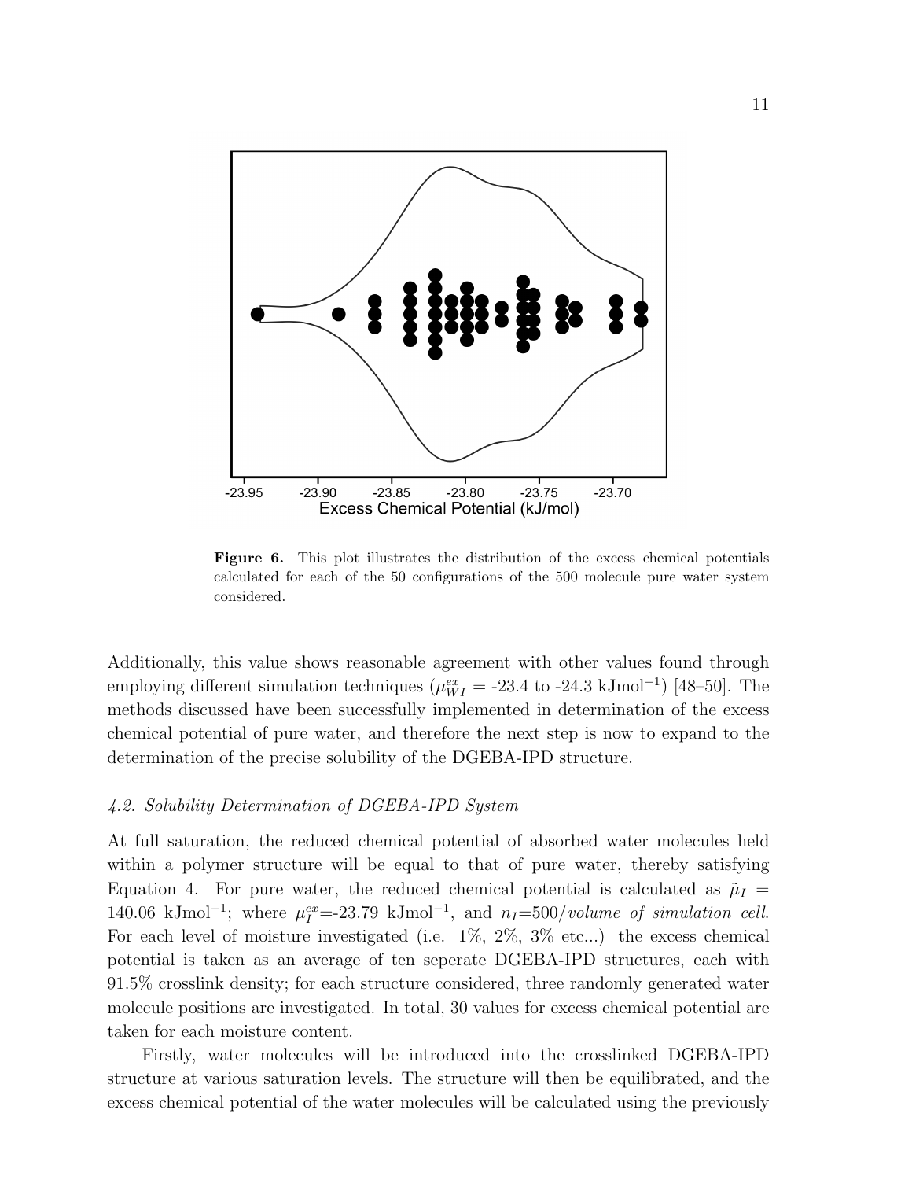Figure 6. This plot illustrates the distribution of the excess chemical potentials calculated for each of the 50 configurations of the 500 molecule pure water system considered.

Additionally, this value shows reasonable agreement with other values found through employing different simulation techniques ($\mu_{WI}^{ex}$ = -23.4 to -24.3 kJmol$^{-1}$) [48–50]. The methods discussed have been successfully implemented in determination of the excess chemical potential of pure water, and therefore the next step is now to expand to the determination of the precise solubility of the DGEBA-IPD structure.

### *4.2. Solubility Determination of DGEBA-IPD System*

At full saturation, the reduced chemical potential of absorbed water molecules held within a polymer structure will be equal to that of pure water, thereby satisfying Equation 4. For pure water, the reduced chemical potential is calculated as $\tilde{\mu}_I$ = 140.06 kJmol$^{-1}$; where $\mu_I^{ex}$=-23.79 kJmol$^{-1}$, and $n_I$=500/*volume of simulation cell*. For each level of moisture investigated (i.e. 1%, 2%, 3% etc...) the excess chemical potential is taken as an average of ten seperate DGEBA-IPD structures, each with 91.5% crosslink density; for each structure considered, three randomly generated water molecule positions are investigated. In total, 30 values for excess chemical potential are taken for each moisture content.

Firstly, water molecules will be introduced into the crosslinked DGEBA-IPD structure at various saturation levels. The structure will then be equilibrated, and the excess chemical potential of the water molecules will be calculated using the previously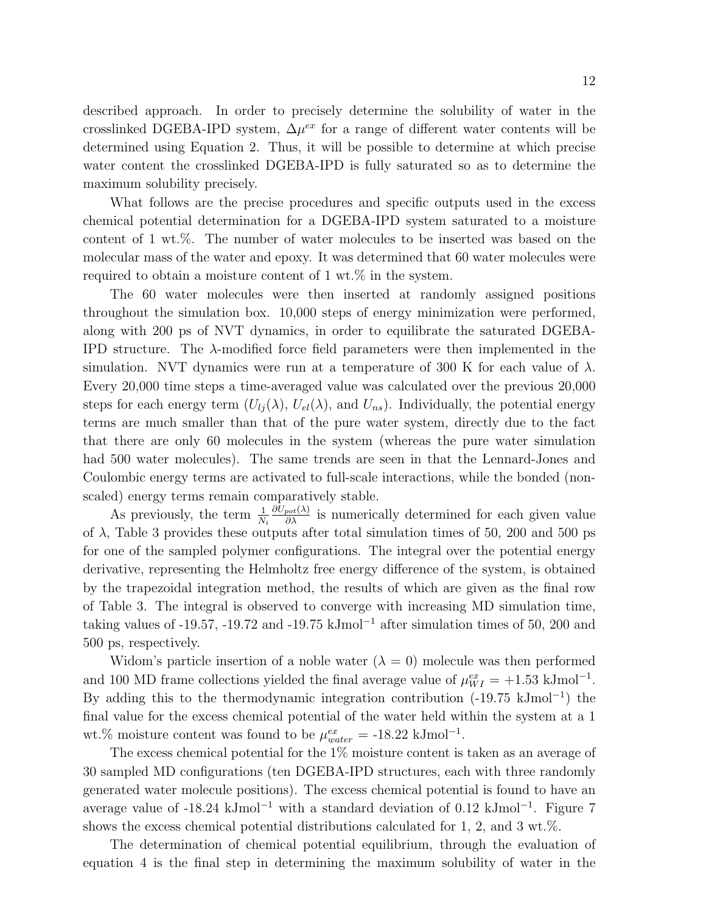described approach. In order to precisely determine the solubility of water in the crosslinked DGEBA-IPD system, $\Delta\mu^{ex}$ for a range of different water contents will be determined using Equation 2. Thus, it will be possible to determine at which precise water content the crosslinked DGEBA-IPD is fully saturated so as to determine the maximum solubility precisely.

What follows are the precise procedures and specific outputs used in the excess chemical potential determination for a DGEBA-IPD system saturated to a moisture content of 1 wt.%. The number of water molecules to be inserted was based on the molecular mass of the water and epoxy. It was determined that 60 water molecules were required to obtain a moisture content of 1 wt.% in the system.

The 60 water molecules were then inserted at randomly assigned positions throughout the simulation box. 10,000 steps of energy minimization were performed, along with 200 ps of NVT dynamics, in order to equilibrate the saturated DGEBA-IPD structure. The $\lambda$-modified force field parameters were then implemented in the simulation. NVT dynamics were run at a temperature of 300 K for each value of $\lambda$. Every 20,000 time steps a time-averaged value was calculated over the previous 20,000 steps for each energy term ($U_{lj}(\lambda)$, $U_{el}(\lambda)$, and $U_{ns}$). Individually, the potential energy terms are much smaller than that of the pure water system, directly due to the fact that there are only 60 molecules in the system (whereas the pure water simulation had 500 water molecules). The same trends are seen in that the Lennard-Jones and Coulombic energy terms are activated to full-scale interactions, while the bonded (non-scaled) energy terms remain comparatively stable.

As previously, the term $\frac{1}{N_i}\frac{\partial U_{pot}(\lambda)}{\partial \lambda}$ is numerically determined for each given value of $\lambda$, Table 3 provides these outputs after total simulation times of 50, 200 and 500 ps for one of the sampled polymer configurations. The integral over the potential energy derivative, representing the Helmholtz free energy difference of the system, is obtained by the trapezoidal integration method, the results of which are given as the final row of Table 3. The integral is observed to converge with increasing MD simulation time, taking values of -19.57, -19.72 and -19.75 kJmol$^{-1}$ after simulation times of 50, 200 and 500 ps, respectively.

Widom's particle insertion of a noble water ($\lambda = 0$) molecule was then performed and 100 MD frame collections yielded the final average value of $\mu^{ex}_{WI} = +1.53$ kJmol$^{-1}$. By adding this to the thermodynamic integration contribution (-19.75 kJmol$^{-1}$) the final value for the excess chemical potential of the water held within the system at a 1 wt.% moisture content was found to be $\mu^{ex}_{water}$ = -18.22 kJmol$^{-1}$.

The excess chemical potential for the 1% moisture content is taken as an average of 30 sampled MD configurations (ten DGEBA-IPD structures, each with three randomly generated water molecule positions). The excess chemical potential is found to have an average value of -18.24 kJmol$^{-1}$ with a standard deviation of 0.12 kJmol$^{-1}$. Figure 7 shows the excess chemical potential distributions calculated for 1, 2, and 3 wt.%.

The determination of chemical potential equilibrium, through the evaluation of equation 4 is the final step in determining the maximum solubility of water in the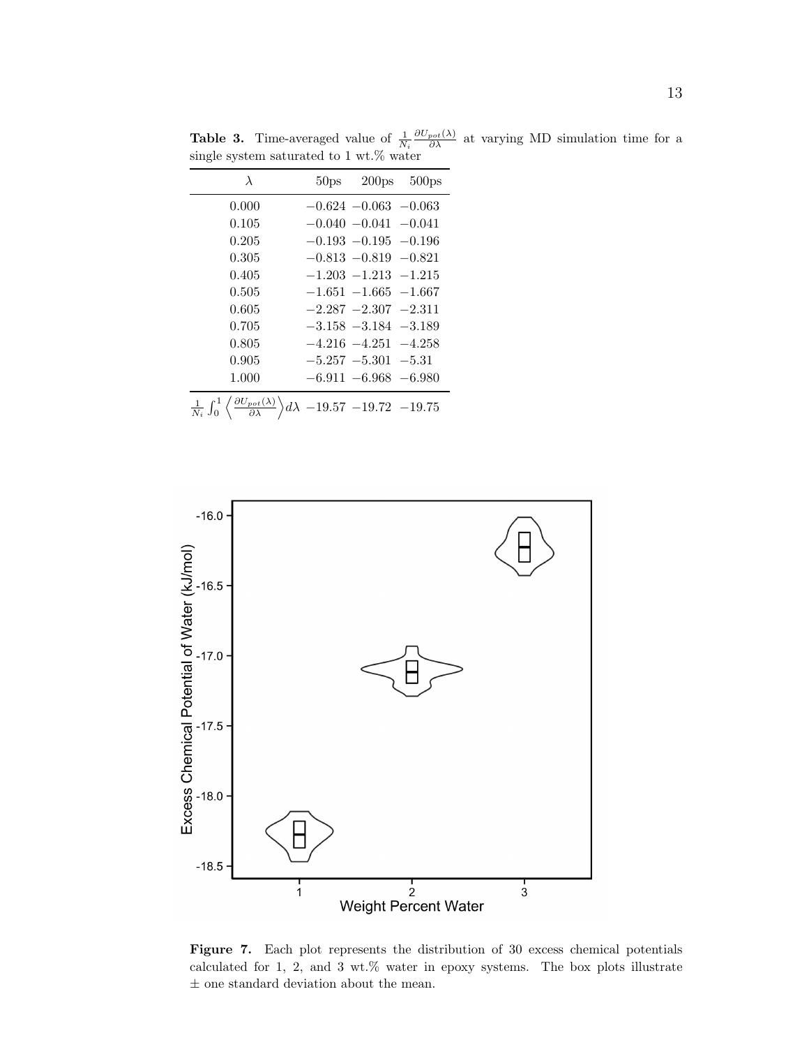**Table 3.** Time-averaged value of $\frac{1}{N_i}\frac{\partial U_{pot}(\lambda)}{\partial \lambda}$ at varying MD simulation time for a single system saturated to 1 wt.% water

| $\lambda$ | 50ps | 200ps | 500ps |
|---|---|---|---|
| 0.000 | −0.624 | −0.063 | −0.063 |
| 0.105 | −0.040 | −0.041 | −0.041 |
| 0.205 | −0.193 | −0.195 | −0.196 |
| 0.305 | −0.813 | −0.819 | −0.821 |
| 0.405 | −1.203 | −1.213 | −1.215 |
| 0.505 | −1.651 | −1.665 | −1.667 |
| 0.605 | −2.287 | −2.307 | −2.311 |
| 0.705 | −3.158 | −3.184 | −3.189 |
| 0.805 | −4.216 | −4.251 | −4.258 |
| 0.905 | −5.257 | −5.301 | −5.31 |
| 1.000 | −6.911 | −6.968 | −6.980 |
| $\frac{1}{N_i}\int_0^1 \left\langle \frac{\partial U_{pot}(\lambda)}{\partial \lambda} \right\rangle d\lambda$ | −19.57 | −19.72 | −19.75 |

**Figure 7.** Each plot represents the distribution of 30 excess chemical potentials calculated for 1, 2, and 3 wt.% water in epoxy systems. The box plots illustrate ± one standard deviation about the mean.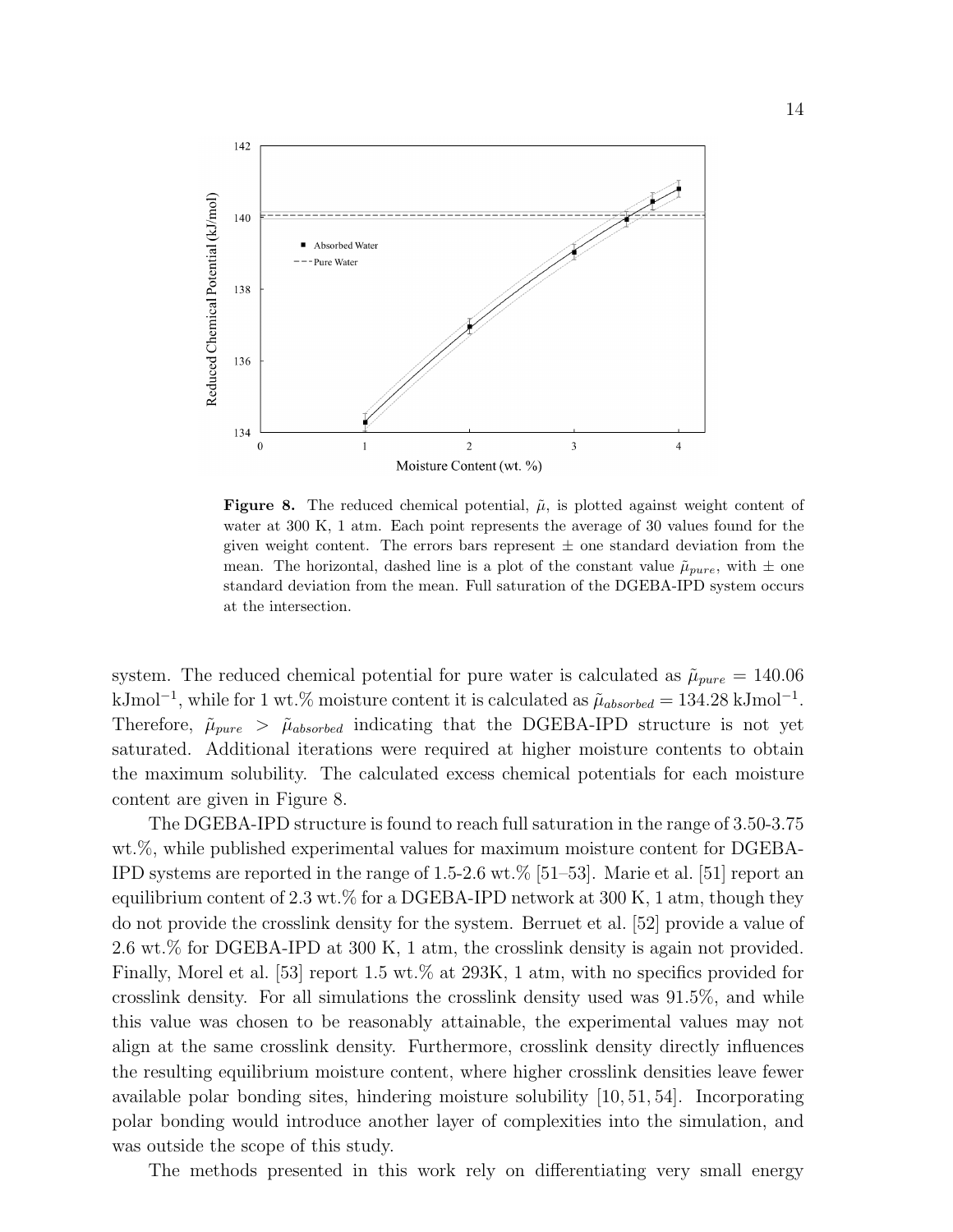**Figure 8.** The reduced chemical potential, $\tilde{\mu}$, is plotted against weight content of water at 300 K, 1 atm. Each point represents the average of 30 values found for the given weight content. The errors bars represent $\pm$ one standard deviation from the mean. The horizontal, dashed line is a plot of the constant value $\tilde{\mu}_{pure}$, with $\pm$ one standard deviation from the mean. Full saturation of the DGEBA-IPD system occurs at the intersection.

system. The reduced chemical potential for pure water is calculated as $\tilde{\mu}_{pure} = 140.06$ kJmol$^{-1}$, while for 1 wt.% moisture content it is calculated as $\tilde{\mu}_{absorbed} = 134.28$ kJmol$^{-1}$. Therefore, $\tilde{\mu}_{pure} > \tilde{\mu}_{absorbed}$ indicating that the DGEBA-IPD structure is not yet saturated. Additional iterations were required at higher moisture contents to obtain the maximum solubility. The calculated excess chemical potentials for each moisture content are given in Figure 8.

The DGEBA-IPD structure is found to reach full saturation in the range of 3.50-3.75 wt.%, while published experimental values for maximum moisture content for DGEBA-IPD systems are reported in the range of 1.5-2.6 wt.% [51–53]. Marie et al. [51] report an equilibrium content of 2.3 wt.% for a DGEBA-IPD network at 300 K, 1 atm, though they do not provide the crosslink density for the system. Berruet et al. [52] provide a value of 2.6 wt.% for DGEBA-IPD at 300 K, 1 atm, the crosslink density is again not provided. Finally, Morel et al. [53] report 1.5 wt.% at 293K, 1 atm, with no specifics provided for crosslink density. For all simulations the crosslink density used was 91.5%, and while this value was chosen to be reasonably attainable, the experimental values may not align at the same crosslink density. Furthermore, crosslink density directly influences the resulting equilibrium moisture content, where higher crosslink densities leave fewer available polar bonding sites, hindering moisture solubility [10, 51, 54]. Incorporating polar bonding would introduce another layer of complexities into the simulation, and was outside the scope of this study.

The methods presented in this work rely on differentiating very small energy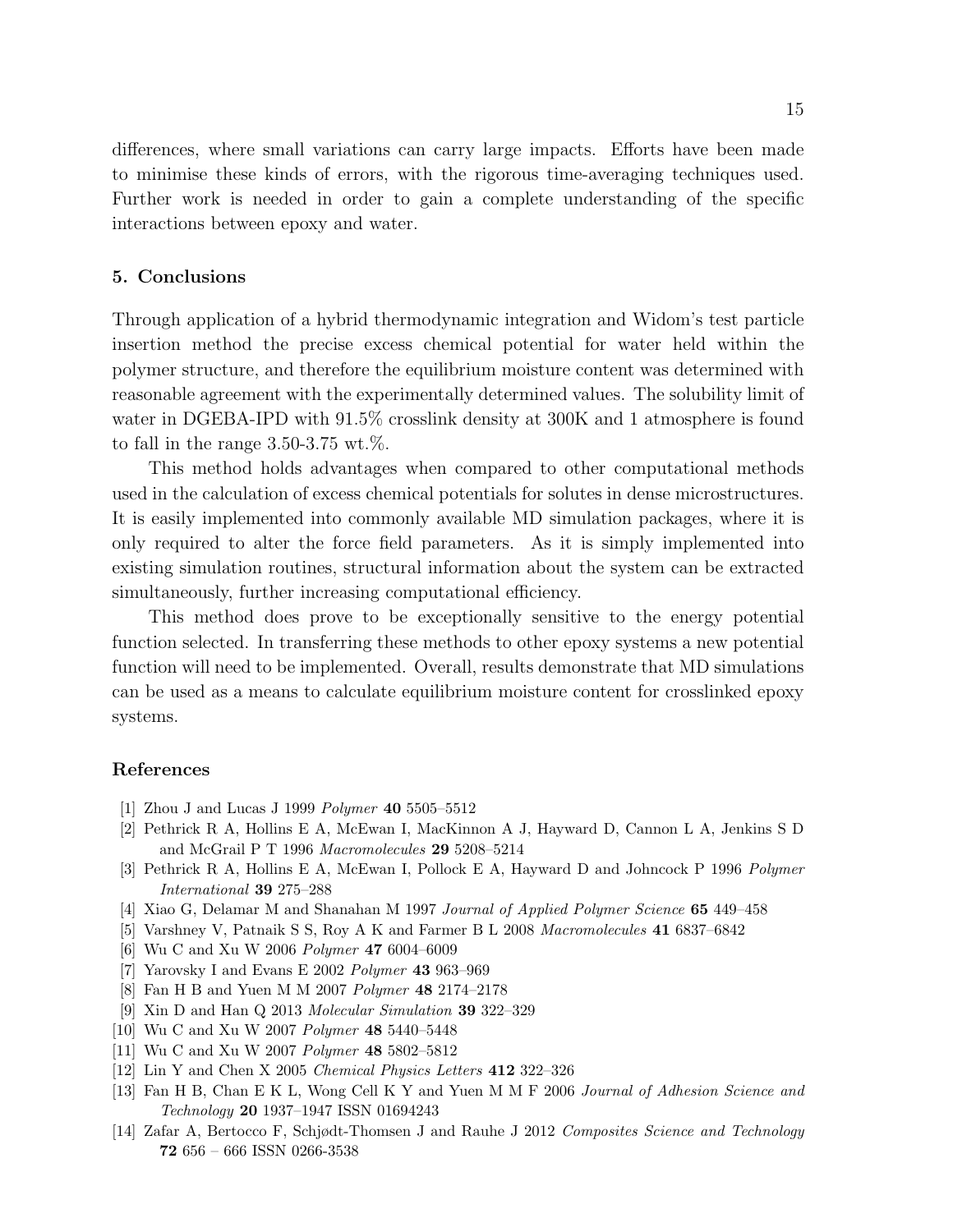differences, where small variations can carry large impacts. Efforts have been made to minimise these kinds of errors, with the rigorous time-averaging techniques used. Further work is needed in order to gain a complete understanding of the specific interactions between epoxy and water.

## 5. Conclusions

Through application of a hybrid thermodynamic integration and Widom's test particle insertion method the precise excess chemical potential for water held within the polymer structure, and therefore the equilibrium moisture content was determined with reasonable agreement with the experimentally determined values. The solubility limit of water in DGEBA-IPD with 91.5% crosslink density at 300K and 1 atmosphere is found to fall in the range 3.50-3.75 wt.%.

This method holds advantages when compared to other computational methods used in the calculation of excess chemical potentials for solutes in dense microstructures. It is easily implemented into commonly available MD simulation packages, where it is only required to alter the force field parameters. As it is simply implemented into existing simulation routines, structural information about the system can be extracted simultaneously, further increasing computational efficiency.

This method does prove to be exceptionally sensitive to the energy potential function selected. In transferring these methods to other epoxy systems a new potential function will need to be implemented. Overall, results demonstrate that MD simulations can be used as a means to calculate equilibrium moisture content for crosslinked epoxy systems.

## References

[1] Zhou J and Lucas J 1999 *Polymer* **40** 5505–5512

[2] Pethrick R A, Hollins E A, McEwan I, MacKinnon A J, Hayward D, Cannon L A, Jenkins S D and McGrail P T 1996 *Macromolecules* **29** 5208–5214

[3] Pethrick R A, Hollins E A, McEwan I, Pollock E A, Hayward D and Johncock P 1996 *Polymer International* **39** 275–288

[4] Xiao G, Delamar M and Shanahan M 1997 *Journal of Applied Polymer Science* **65** 449–458

[5] Varshney V, Patnaik S S, Roy A K and Farmer B L 2008 *Macromolecules* **41** 6837–6842

[6] Wu C and Xu W 2006 *Polymer* **47** 6004–6009

[7] Yarovsky I and Evans E 2002 *Polymer* **43** 963–969

[8] Fan H B and Yuen M M 2007 *Polymer* **48** 2174–2178

[9] Xin D and Han Q 2013 *Molecular Simulation* **39** 322–329

[10] Wu C and Xu W 2007 *Polymer* **48** 5440–5448

[11] Wu C and Xu W 2007 *Polymer* **48** 5802–5812

[12] Lin Y and Chen X 2005 *Chemical Physics Letters* **412** 322–326

[13] Fan H B, Chan E K L, Wong Cell K Y and Yuen M M F 2006 *Journal of Adhesion Science and Technology* **20** 1937–1947 ISSN 01694243

[14] Zafar A, Bertocco F, Schjødt-Thomsen J and Rauhe J 2012 *Composites Science and Technology* **72** 656 – 666 ISSN 0266-3538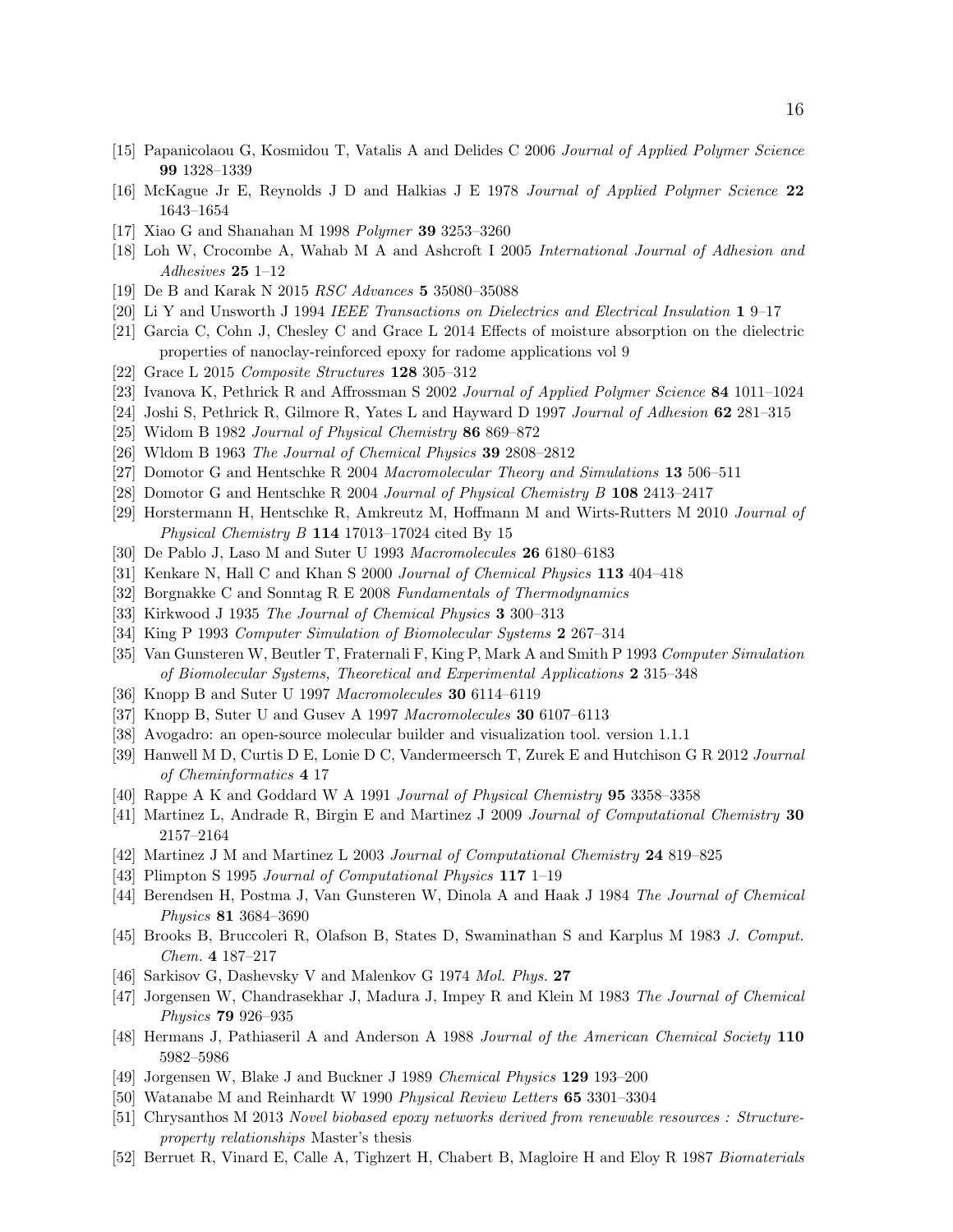[15] Papanicolaou G, Kosmidou T, Vatalis A and Delides C 2006 *Journal of Applied Polymer Science* **99** 1328–1339

[16] McKague Jr E, Reynolds J D and Halkias J E 1978 *Journal of Applied Polymer Science* **22** 1643–1654

[17] Xiao G and Shanahan M 1998 *Polymer* **39** 3253–3260

[18] Loh W, Crocombe A, Wahab M A and Ashcroft I 2005 *International Journal of Adhesion and Adhesives* **25** 1–12

[19] De B and Karak N 2015 *RSC Advances* **5** 35080–35088

[20] Li Y and Unsworth J 1994 *IEEE Transactions on Dielectrics and Electrical Insulation* **1** 9–17

[21] Garcia C, Cohn J, Chesley C and Grace L 2014 Effects of moisture absorption on the dielectric properties of nanoclay-reinforced epoxy for radome applications vol 9

[22] Grace L 2015 *Composite Structures* **128** 305–312

[23] Ivanova K, Pethrick R and Affrossman S 2002 *Journal of Applied Polymer Science* **84** 1011–1024

[24] Joshi S, Pethrick R, Gilmore R, Yates L and Hayward D 1997 *Journal of Adhesion* **62** 281–315

[25] Widom B 1982 *Journal of Physical Chemistry* **86** 869–872

[26] Wldom B 1963 *The Journal of Chemical Physics* **39** 2808–2812

[27] Domotor G and Hentschke R 2004 *Macromolecular Theory and Simulations* **13** 506–511

[28] Domotor G and Hentschke R 2004 *Journal of Physical Chemistry B* **108** 2413–2417

[29] Horstermann H, Hentschke R, Amkreutz M, Hoffmann M and Wirts-Rutters M 2010 *Journal of Physical Chemistry B* **114** 17013–17024 cited By 15

[30] De Pablo J, Laso M and Suter U 1993 *Macromolecules* **26** 6180–6183

[31] Kenkare N, Hall C and Khan S 2000 *Journal of Chemical Physics* **113** 404–418

[32] Borgnakke C and Sonntag R E 2008 *Fundamentals of Thermodynamics*

[33] Kirkwood J 1935 *The Journal of Chemical Physics* **3** 300–313

[34] King P 1993 *Computer Simulation of Biomolecular Systems* **2** 267–314

[35] Van Gunsteren W, Beutler T, Fraternali F, King P, Mark A and Smith P 1993 *Computer Simulation of Biomolecular Systems, Theoretical and Experimental Applications* **2** 315–348

[36] Knopp B and Suter U 1997 *Macromolecules* **30** 6114–6119

[37] Knopp B, Suter U and Gusev A 1997 *Macromolecules* **30** 6107–6113

[38] Avogadro: an open-source molecular builder and visualization tool. version 1.1.1

[39] Hanwell M D, Curtis D E, Lonie D C, Vandermeersch T, Zurek E and Hutchison G R 2012 *Journal of Cheminformatics* **4** 17

[40] Rappe A K and Goddard W A 1991 *Journal of Physical Chemistry* **95** 3358–3358

[41] Martinez L, Andrade R, Birgin E and Martinez J 2009 *Journal of Computational Chemistry* **30** 2157–2164

[42] Martinez J M and Martinez L 2003 *Journal of Computational Chemistry* **24** 819–825

[43] Plimpton S 1995 *Journal of Computational Physics* **117** 1–19

[44] Berendsen H, Postma J, Van Gunsteren W, Dinola A and Haak J 1984 *The Journal of Chemical Physics* **81** 3684–3690

[45] Brooks B, Bruccoleri R, Olafson B, States D, Swaminathan S and Karplus M 1983 *J. Comput. Chem.* **4** 187–217

[46] Sarkisov G, Dashevsky V and Malenkov G 1974 *Mol. Phys.* **27**

[47] Jorgensen W, Chandrasekhar J, Madura J, Impey R and Klein M 1983 *The Journal of Chemical Physics* **79** 926–935

[48] Hermans J, Pathiaseril A and Anderson A 1988 *Journal of the American Chemical Society* **110** 5982–5986

[49] Jorgensen W, Blake J and Buckner J 1989 *Chemical Physics* **129** 193–200

[50] Watanabe M and Reinhardt W 1990 *Physical Review Letters* **65** 3301–3304

[51] Chrysanthos M 2013 *Novel biobased epoxy networks derived from renewable resources : Structure-property relationships* Master's thesis

[52] Berruet R, Vinard E, Calle A, Tighzert H, Chabert B, Magloire H and Eloy R 1987 *Biomaterials*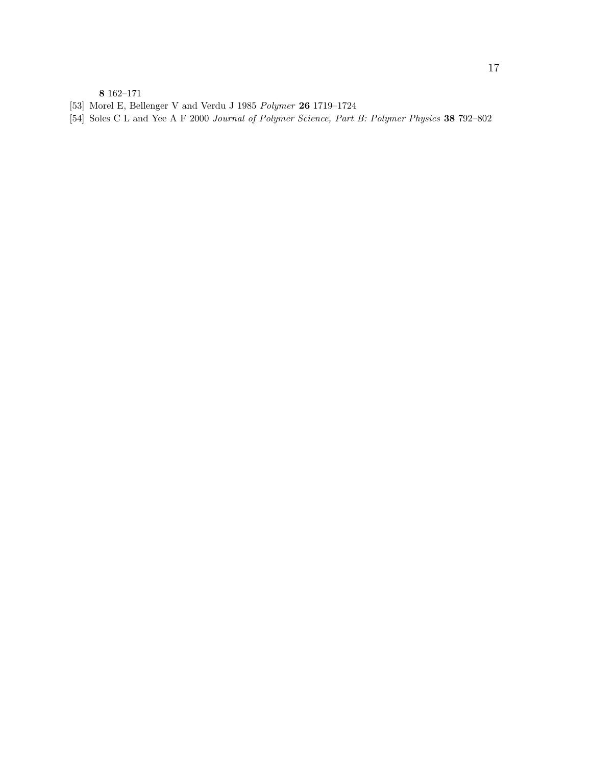**8** 162–171

[53] Morel E, Bellenger V and Verdu J 1985 *Polymer* **26** 1719–1724

[54] Soles C L and Yee A F 2000 *Journal of Polymer Science, Part B: Polymer Physics* **38** 792–802